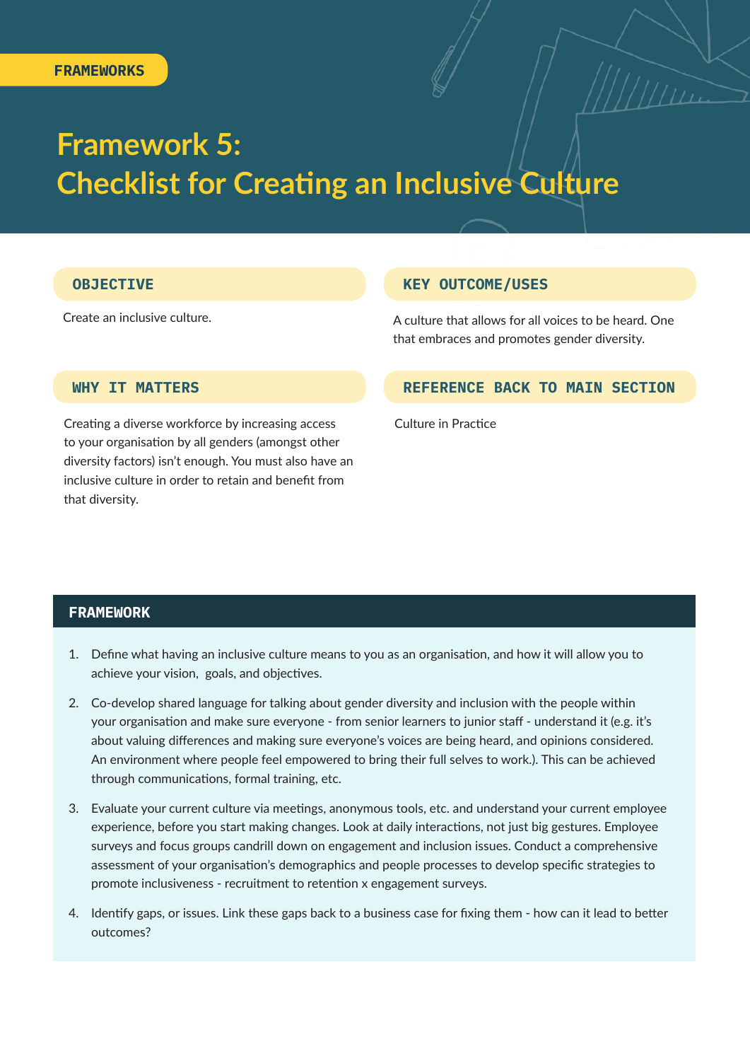FRAMEWORKS

# Framework 5: Checklist for Creating an Inclusive Culture

## OBJECTIVE

Create an inclusive culture.

## KEY OUTCOME/USES

A culture that allows for all voices to be heard. One that embraces and promotes gender diversity.

## WHY IT MATTERS

Creating a diverse workforce by increasing access to your organisation by all genders (amongst other diversity factors) isn't enough. You must also have an inclusive culture in order to retain and benefit from that diversity.

## REFERENCE BACK TO MAIN SECTION

Culture in Practice

## FRAMEWORK

1. Define what having an inclusive culture means to you as an organisation, and how it will allow you to achieve your vision, goals, and objectives.

2. Co-develop shared language for talking about gender diversity and inclusion with the people within your organisation and make sure everyone - from senior learners to junior staff - understand it (e.g. it's about valuing differences and making sure everyone's voices are being heard, and opinions considered. An environment where people feel empowered to bring their full selves to work.). This can be achieved through communications, formal training, etc.

3. Evaluate your current culture via meetings, anonymous tools, etc. and understand your current employee experience, before you start making changes. Look at daily interactions, not just big gestures. Employee surveys and focus groups candrill down on engagement and inclusion issues. Conduct a comprehensive assessment of your organisation's demographics and people processes to develop specific strategies to promote inclusiveness - recruitment to retention x engagement surveys.

4. Identify gaps, or issues. Link these gaps back to a business case for fixing them - how can it lead to better outcomes?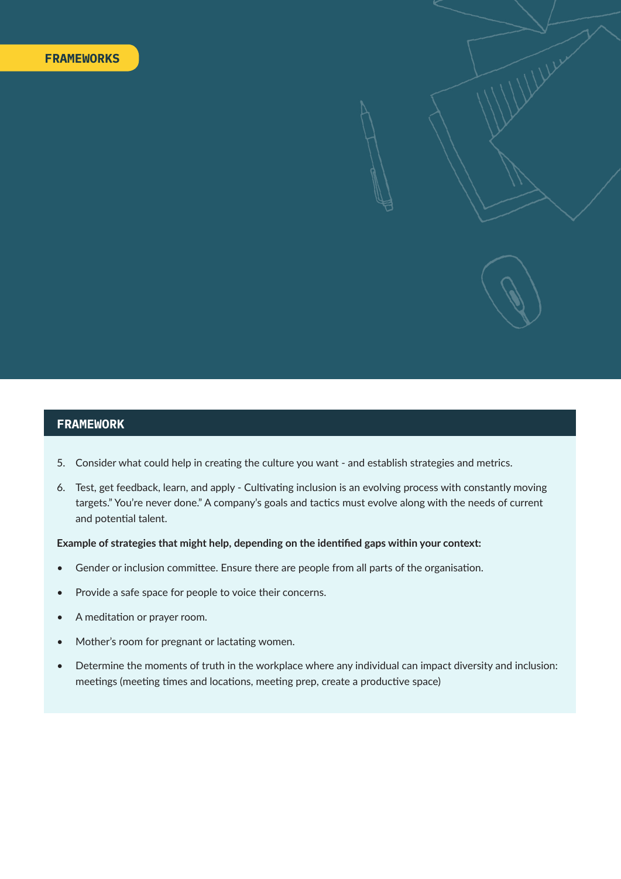FRAMEWORKS

## FRAMEWORK

5. Consider what could help in creating the culture you want - and establish strategies and metrics.
6. Test, get feedback, learn, and apply - Cultivating inclusion is an evolving process with constantly moving targets." You're never done." A company's goals and tactics must evolve along with the needs of current and potential talent.

**Example of strategies that might help, depending on the identified gaps within your context:**

- Gender or inclusion committee. Ensure there are people from all parts of the organisation.
- Provide a safe space for people to voice their concerns.
- A meditation or prayer room.
- Mother's room for pregnant or lactating women.
- Determine the moments of truth in the workplace where any individual can impact diversity and inclusion: meetings (meeting times and locations, meeting prep, create a productive space)